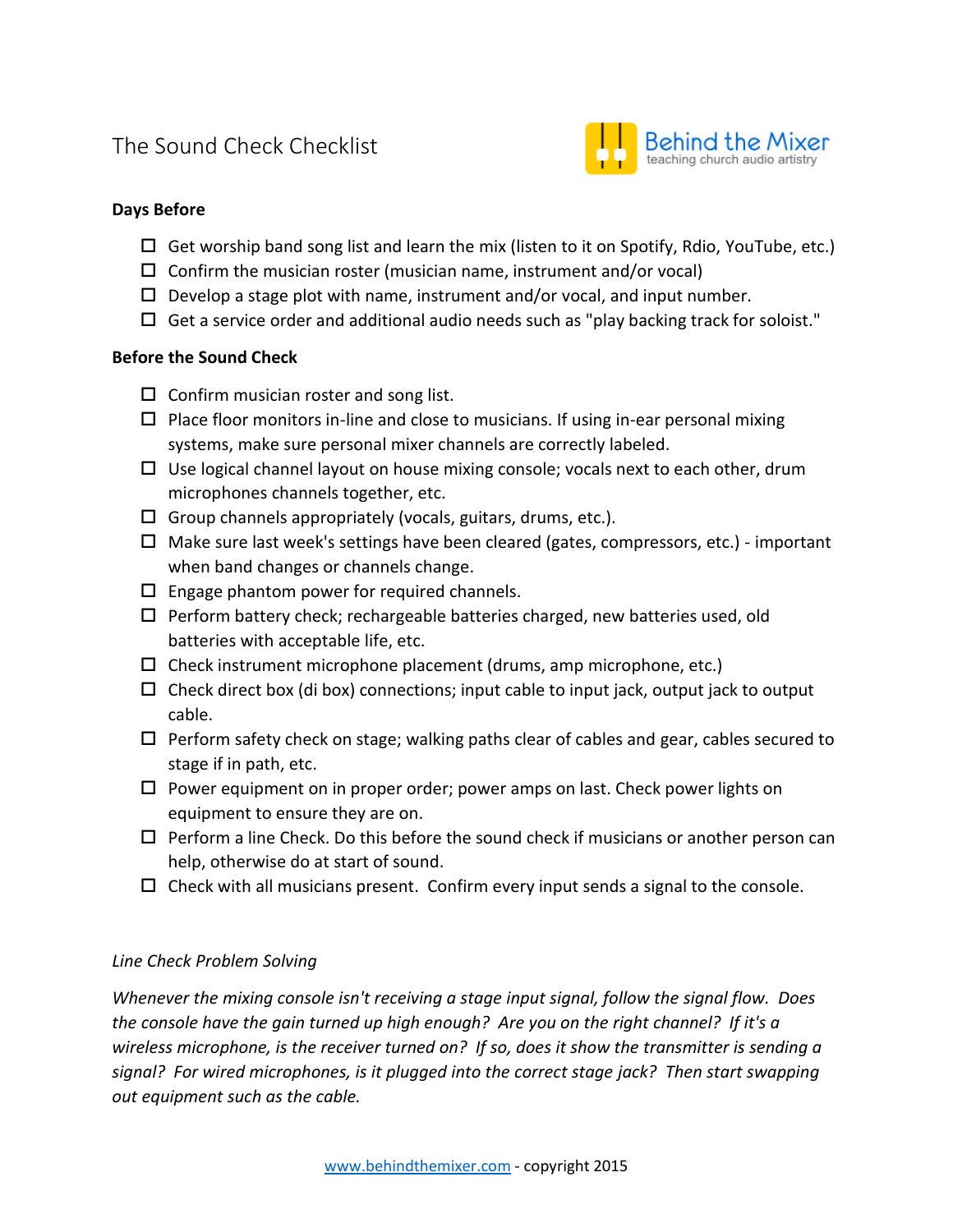# The Sound Check Checklist

Behind the Mixer
teaching church audio artistry

**Days Before**

- ☐ Get worship band song list and learn the mix (listen to it on Spotify, Rdio, YouTube, etc.)
- ☐ Confirm the musician roster (musician name, instrument and/or vocal)
- ☐ Develop a stage plot with name, instrument and/or vocal, and input number.
- ☐ Get a service order and additional audio needs such as "play backing track for soloist."

**Before the Sound Check**

- ☐ Confirm musician roster and song list.
- ☐ Place floor monitors in-line and close to musicians. If using in-ear personal mixing systems, make sure personal mixer channels are correctly labeled.
- ☐ Use logical channel layout on house mixing console; vocals next to each other, drum microphones channels together, etc.
- ☐ Group channels appropriately (vocals, guitars, drums, etc.).
- ☐ Make sure last week's settings have been cleared (gates, compressors, etc.) - important when band changes or channels change.
- ☐ Engage phantom power for required channels.
- ☐ Perform battery check; rechargeable batteries charged, new batteries used, old batteries with acceptable life, etc.
- ☐ Check instrument microphone placement (drums, amp microphone, etc.)
- ☐ Check direct box (di box) connections; input cable to input jack, output jack to output cable.
- ☐ Perform safety check on stage; walking paths clear of cables and gear, cables secured to stage if in path, etc.
- ☐ Power equipment on in proper order; power amps on last. Check power lights on equipment to ensure they are on.
- ☐ Perform a line Check. Do this before the sound check if musicians or another person can help, otherwise do at start of sound.
- ☐ Check with all musicians present. Confirm every input sends a signal to the console.

*Line Check Problem Solving*

*Whenever the mixing console isn't receiving a stage input signal, follow the signal flow. Does the console have the gain turned up high enough? Are you on the right channel? If it's a wireless microphone, is the receiver turned on? If so, does it show the transmitter is sending a signal? For wired microphones, is it plugged into the correct stage jack? Then start swapping out equipment such as the cable.*

www.behindthemixer.com - copyright 2015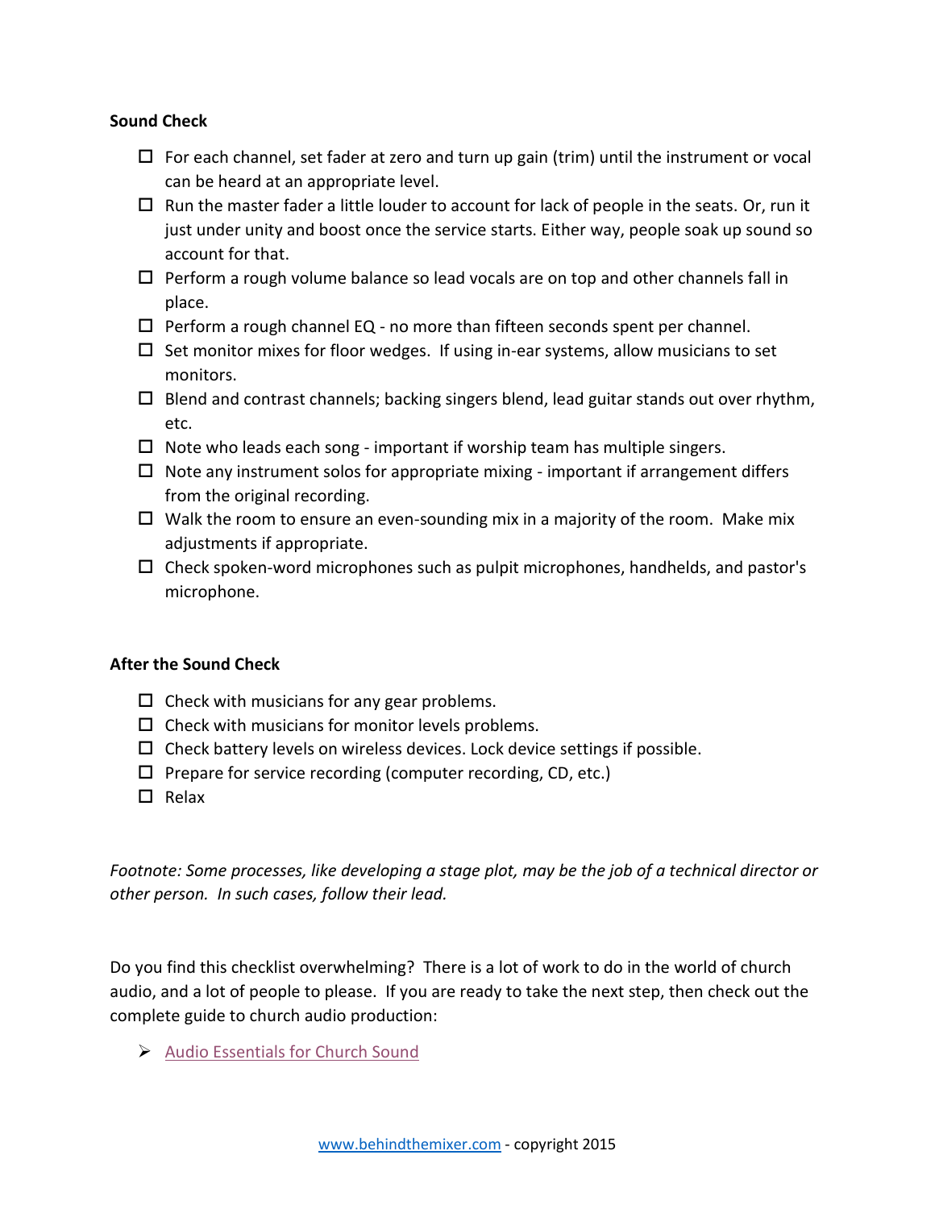**Sound Check**

- ☐ For each channel, set fader at zero and turn up gain (trim) until the instrument or vocal can be heard at an appropriate level.
- ☐ Run the master fader a little louder to account for lack of people in the seats. Or, run it just under unity and boost once the service starts. Either way, people soak up sound so account for that.
- ☐ Perform a rough volume balance so lead vocals are on top and other channels fall in place.
- ☐ Perform a rough channel EQ - no more than fifteen seconds spent per channel.
- ☐ Set monitor mixes for floor wedges. If using in-ear systems, allow musicians to set monitors.
- ☐ Blend and contrast channels; backing singers blend, lead guitar stands out over rhythm, etc.
- ☐ Note who leads each song - important if worship team has multiple singers.
- ☐ Note any instrument solos for appropriate mixing - important if arrangement differs from the original recording.
- ☐ Walk the room to ensure an even-sounding mix in a majority of the room. Make mix adjustments if appropriate.
- ☐ Check spoken-word microphones such as pulpit microphones, handhelds, and pastor's microphone.

**After the Sound Check**

- ☐ Check with musicians for any gear problems.
- ☐ Check with musicians for monitor levels problems.
- ☐ Check battery levels on wireless devices. Lock device settings if possible.
- ☐ Prepare for service recording (computer recording, CD, etc.)
- ☐ Relax

*Footnote: Some processes, like developing a stage plot, may be the job of a technical director or other person. In such cases, follow their lead.*

Do you find this checklist overwhelming? There is a lot of work to do in the world of church audio, and a lot of people to please. If you are ready to take the next step, then check out the complete guide to church audio production:

- ➢ Audio Essentials for Church Sound

www.behindthemixer.com - copyright 2015